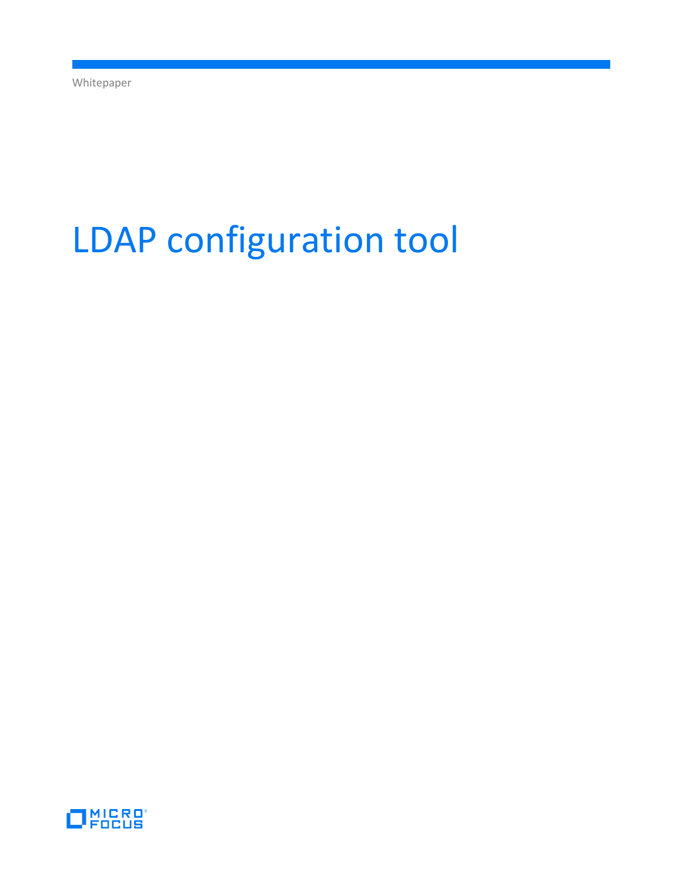Whitepaper

# LDAP configuration tool

MICRO FOCUS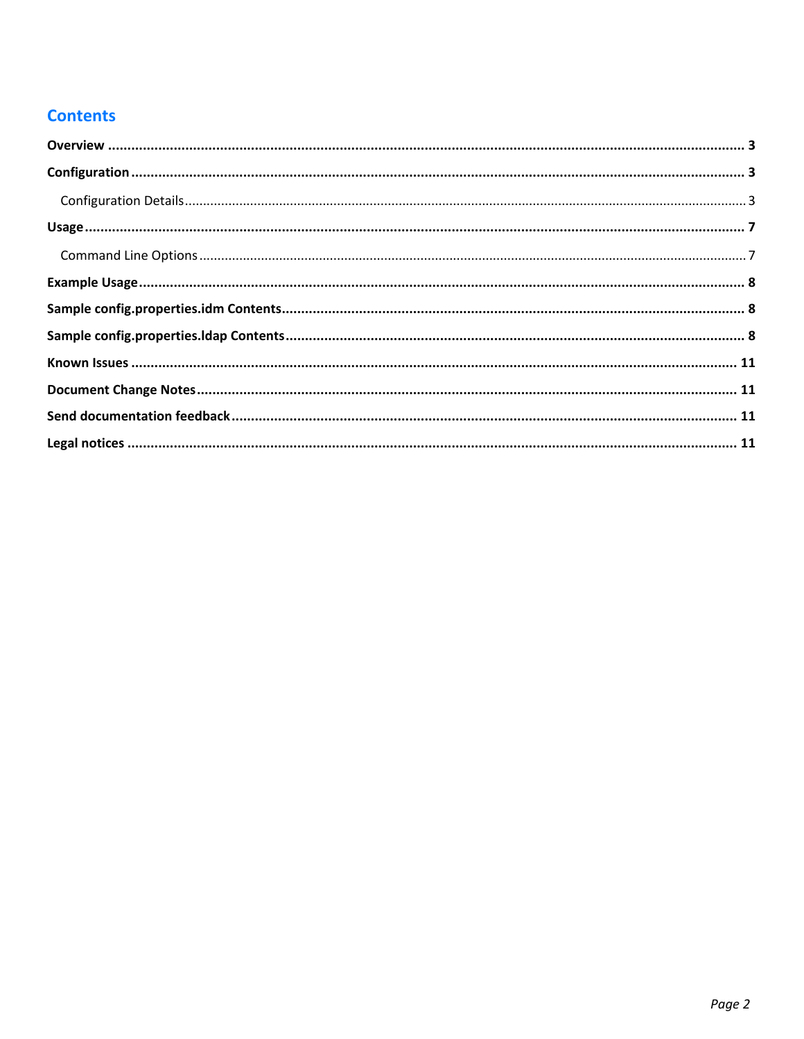# Contents

**Overview** ..... **3**

**Configuration** ..... **3**

  Configuration Details ..... 3

**Usage** ..... **7**

  Command Line Options ..... 7

**Example Usage** ..... **8**

**Sample config.properties.idm Contents** ..... **8**

**Sample config.properties.ldap Contents** ..... **8**

**Known Issues** ..... **11**

**Document Change Notes** ..... **11**

**Send documentation feedback** ..... **11**

**Legal notices** ..... **11**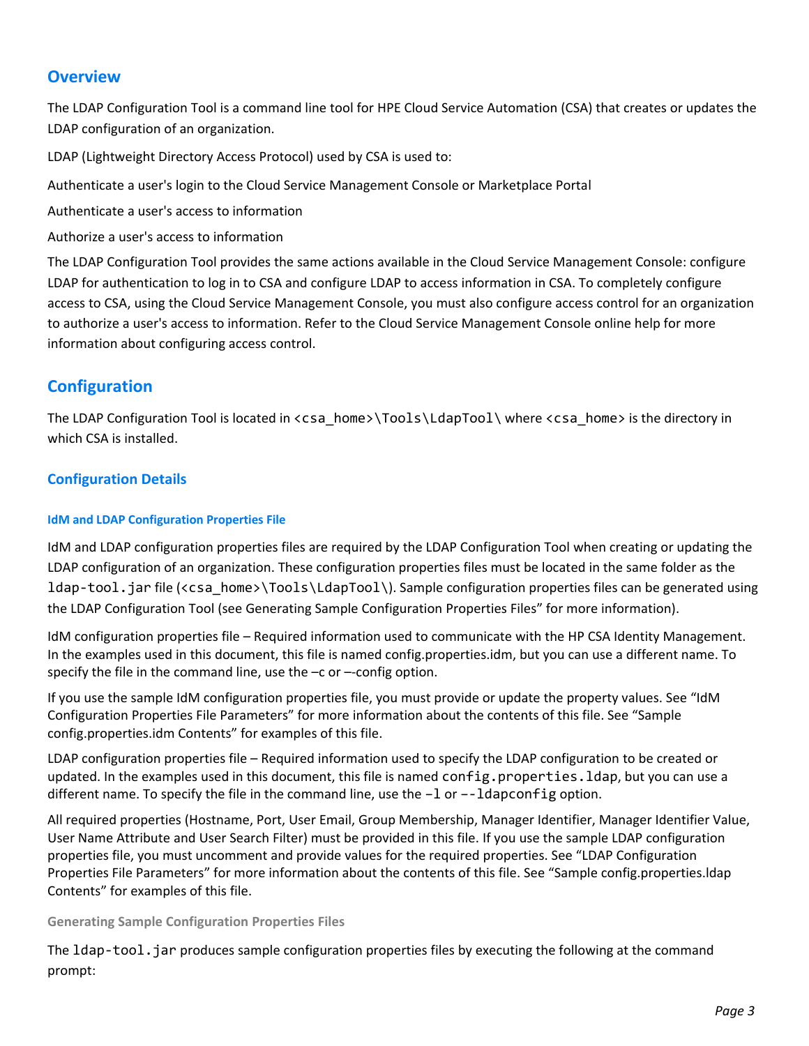## Overview

The LDAP Configuration Tool is a command line tool for HPE Cloud Service Automation (CSA) that creates or updates the LDAP configuration of an organization.

LDAP (Lightweight Directory Access Protocol) used by CSA is used to:

Authenticate a user's login to the Cloud Service Management Console or Marketplace Portal

Authenticate a user's access to information

Authorize a user's access to information

The LDAP Configuration Tool provides the same actions available in the Cloud Service Management Console: configure LDAP for authentication to log in to CSA and configure LDAP to access information in CSA. To completely configure access to CSA, using the Cloud Service Management Console, you must also configure access control for an organization to authorize a user's access to information. Refer to the Cloud Service Management Console online help for more information about configuring access control.

## Configuration

The LDAP Configuration Tool is located in `<csa_home>\Tools\LdapTool\` where `<csa_home>` is the directory in which CSA is installed.

### Configuration Details

#### IdM and LDAP Configuration Properties File

IdM and LDAP configuration properties files are required by the LDAP Configuration Tool when creating or updating the LDAP configuration of an organization. These configuration properties files must be located in the same folder as the `ldap-tool.jar` file (`<csa_home>\Tools\LdapTool\`). Sample configuration properties files can be generated using the LDAP Configuration Tool (see Generating Sample Configuration Properties Files" for more information).

IdM configuration properties file – Required information used to communicate with the HP CSA Identity Management. In the examples used in this document, this file is named config.properties.idm, but you can use a different name. To specify the file in the command line, use the –c or –-config option.

If you use the sample IdM configuration properties file, you must provide or update the property values. See "IdM Configuration Properties File Parameters" for more information about the contents of this file. See "Sample config.properties.idm Contents" for examples of this file.

LDAP configuration properties file – Required information used to specify the LDAP configuration to be created or updated. In the examples used in this document, this file is named `config.properties.ldap`, but you can use a different name. To specify the file in the command line, use the `–l` or `--ldapconfig` option.

All required properties (Hostname, Port, User Email, Group Membership, Manager Identifier, Manager Identifier Value, User Name Attribute and User Search Filter) must be provided in this file. If you use the sample LDAP configuration properties file, you must uncomment and provide values for the required properties. See "LDAP Configuration Properties File Parameters" for more information about the contents of this file. See "Sample config.properties.ldap Contents" for examples of this file.

##### Generating Sample Configuration Properties Files

The `ldap-tool.jar` produces sample configuration properties files by executing the following at the command prompt: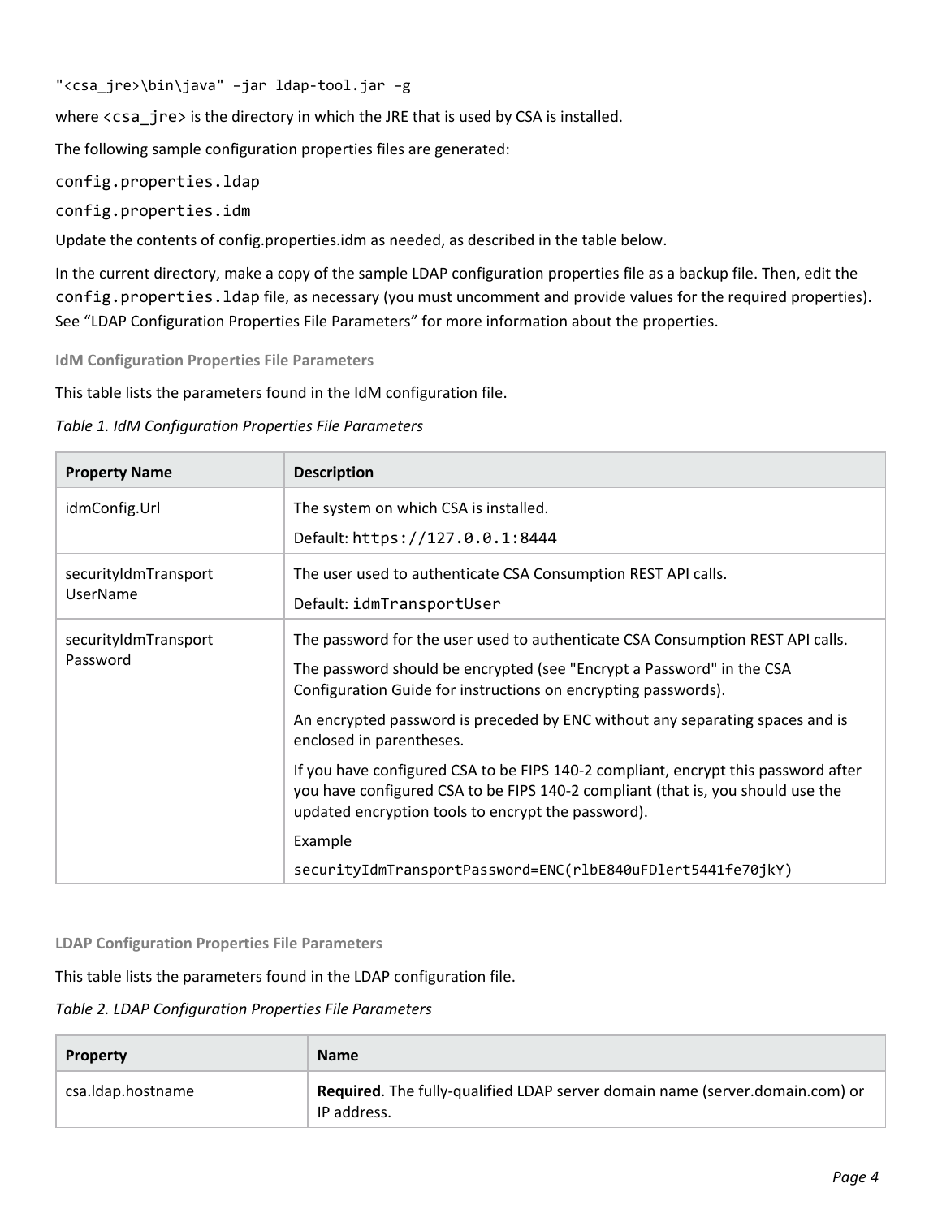```
"<csa_jre>\bin\java" –jar ldap-tool.jar –g
```

where `<csa_jre>` is the directory in which the JRE that is used by CSA is installed.

The following sample configuration properties files are generated:

`config.properties.ldap`

`config.properties.idm`

Update the contents of config.properties.idm as needed, as described in the table below.

In the current directory, make a copy of the sample LDAP configuration properties file as a backup file. Then, edit the `config.properties.ldap` file, as necessary (you must uncomment and provide values for the required properties). See "LDAP Configuration Properties File Parameters" for more information about the properties.

#### IdM Configuration Properties File Parameters

This table lists the parameters found in the IdM configuration file.

*Table 1. IdM Configuration Properties File Parameters*

| Property Name | Description |
| --- | --- |
| idmConfig.Url | The system on which CSA is installed.<br><br>Default: `https://127.0.0.1:8444` |
| securityIdmTransport UserName | The user used to authenticate CSA Consumption REST API calls.<br><br>Default: `idmTransportUser` |
| securityIdmTransport Password | The password for the user used to authenticate CSA Consumption REST API calls.<br><br>The password should be encrypted (see "Encrypt a Password" in the CSA Configuration Guide for instructions on encrypting passwords).<br><br>An encrypted password is preceded by ENC without any separating spaces and is enclosed in parentheses.<br><br>If you have configured CSA to be FIPS 140-2 compliant, encrypt this password after you have configured CSA to be FIPS 140-2 compliant (that is, you should use the updated encryption tools to encrypt the password).<br><br>Example<br><br>`securityIdmTransportPassword=ENC(rlbE840uFDlert5441fe70jkY)` |

#### LDAP Configuration Properties File Parameters

This table lists the parameters found in the LDAP configuration file.

*Table 2. LDAP Configuration Properties File Parameters*

| Property | Name |
| --- | --- |
| csa.ldap.hostname | **Required**. The fully-qualified LDAP server domain name (server.domain.com) or IP address. |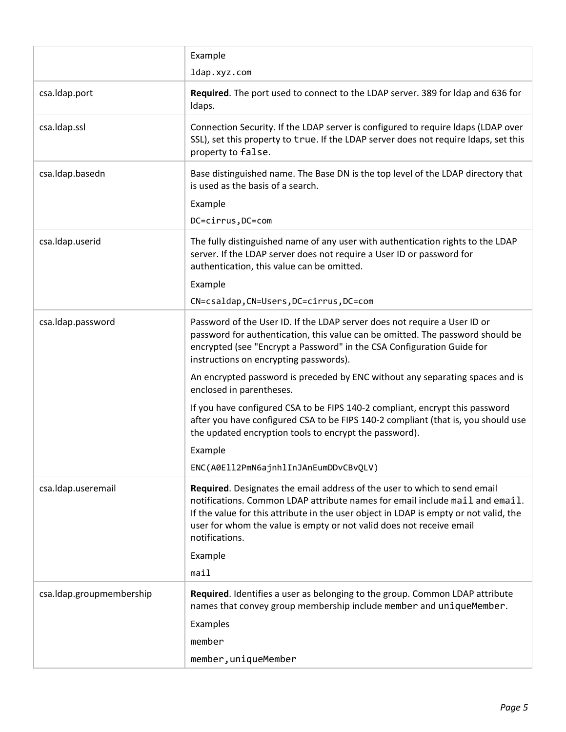| | |
|---|---|
| | Example<br>`ldap.xyz.com` |
| csa.ldap.port | **Required**. The port used to connect to the LDAP server. 389 for ldap and 636 for ldaps. |
| csa.ldap.ssl | Connection Security. If the LDAP server is configured to require ldaps (LDAP over SSL), set this property to `true`. If the LDAP server does not require ldaps, set this property to `false`. |
| csa.ldap.basedn | Base distinguished name. The Base DN is the top level of the LDAP directory that is used as the basis of a search.<br>Example<br>`DC=cirrus,DC=com` |
| csa.ldap.userid | The fully distinguished name of any user with authentication rights to the LDAP server. If the LDAP server does not require a User ID or password for authentication, this value can be omitted.<br>Example<br>`CN=csaldap,CN=Users,DC=cirrus,DC=com` |
| csa.ldap.password | Password of the User ID. If the LDAP server does not require a User ID or password for authentication, this value can be omitted. The password should be encrypted (see "Encrypt a Password" in the CSA Configuration Guide for instructions on encrypting passwords).<br>An encrypted password is preceded by ENC without any separating spaces and is enclosed in parentheses.<br>If you have configured CSA to be FIPS 140-2 compliant, encrypt this password after you have configured CSA to be FIPS 140-2 compliant (that is, you should use the updated encryption tools to encrypt the password).<br>Example<br>`ENC(A0El l2PmN6ajnhlInJAnEumDDvCBvQLV)` |
| csa.ldap.useremail | **Required**. Designates the email address of the user to which to send email notifications. Common LDAP attribute names for email include `mail` and `email`. If the value for this attribute in the user object in LDAP is empty or not valid, the user for whom the value is empty or not valid does not receive email notifications.<br>Example<br>`mail` |
| csa.ldap.groupmembership | **Required**. Identifies a user as belonging to the group. Common LDAP attribute names that convey group membership include `member` and `uniqueMember`.<br>Examples<br>`member`<br>`member,uniqueMember` |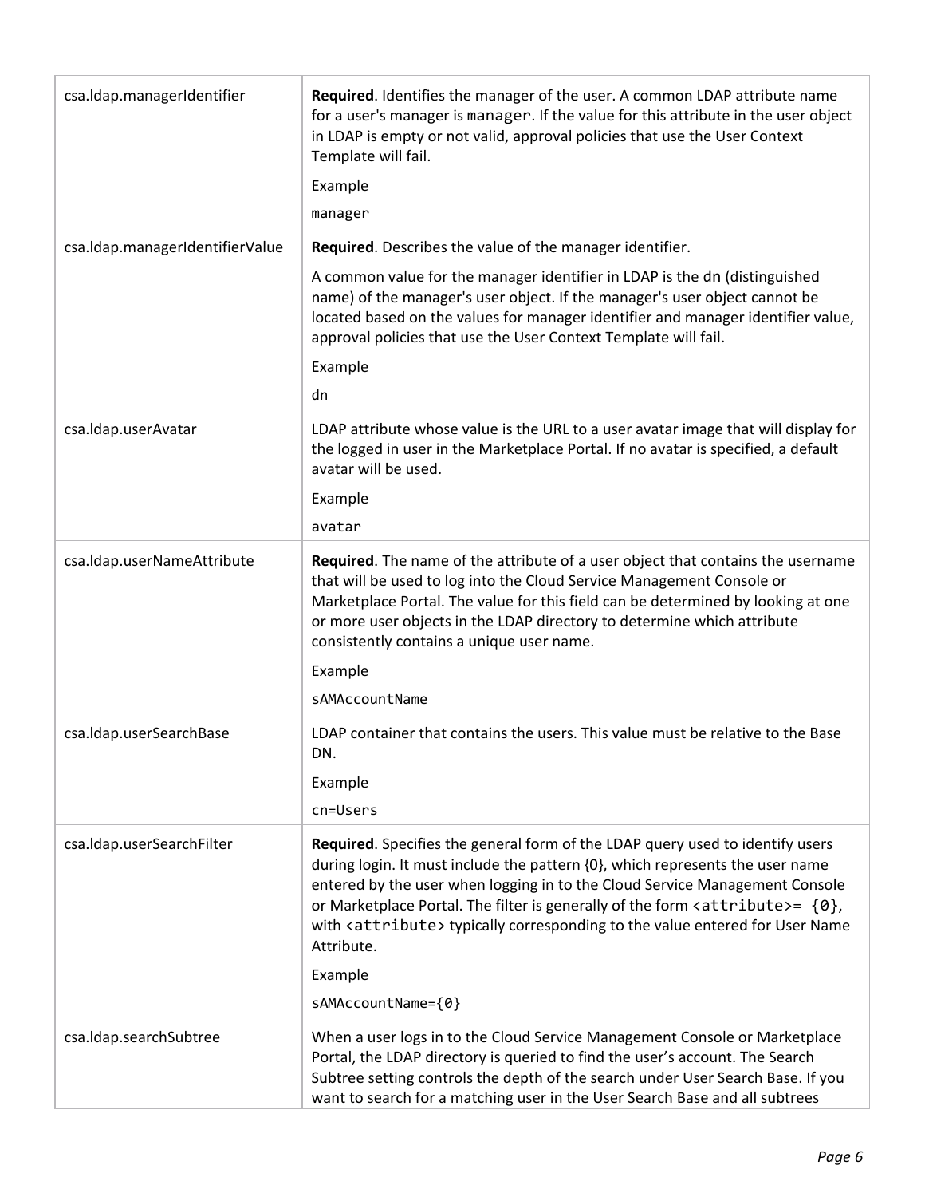| | |
|---|---|
| csa.ldap.managerIdentifier | **Required**. Identifies the manager of the user. A common LDAP attribute name for a user's manager is `manager`. If the value for this attribute in the user object in LDAP is empty or not valid, approval policies that use the User Context Template will fail.<br><br>Example<br><br>`manager` |
| csa.ldap.managerIdentifierValue | **Required**. Describes the value of the manager identifier.<br><br>A common value for the manager identifier in LDAP is the `dn` (distinguished name) of the manager's user object. If the manager's user object cannot be located based on the values for manager identifier and manager identifier value, approval policies that use the User Context Template will fail.<br><br>Example<br><br>`dn` |
| csa.ldap.userAvatar | LDAP attribute whose value is the URL to a user avatar image that will display for the logged in user in the Marketplace Portal. If no avatar is specified, a default avatar will be used.<br><br>Example<br><br>`avatar` |
| csa.ldap.userNameAttribute | **Required**. The name of the attribute of a user object that contains the username that will be used to log into the Cloud Service Management Console or Marketplace Portal. The value for this field can be determined by looking at one or more user objects in the LDAP directory to determine which attribute consistently contains a unique user name.<br><br>Example<br><br>`sAMAccountName` |
| csa.ldap.userSearchBase | LDAP container that contains the users. This value must be relative to the Base DN.<br><br>Example<br><br>`cn=Users` |
| csa.ldap.userSearchFilter | **Required**. Specifies the general form of the LDAP query used to identify users during login. It must include the pattern {0}, which represents the user name entered by the user when logging in to the Cloud Service Management Console or Marketplace Portal. The filter is generally of the form `<attribute>= {0}`, with `<attribute>` typically corresponding to the value entered for User Name Attribute.<br><br>Example<br><br>`sAMAccountName={0}` |
| csa.ldap.searchSubtree | When a user logs in to the Cloud Service Management Console or Marketplace Portal, the LDAP directory is queried to find the user's account. The Search Subtree setting controls the depth of the search under User Search Base. If you want to search for a matching user in the User Search Base and all subtrees |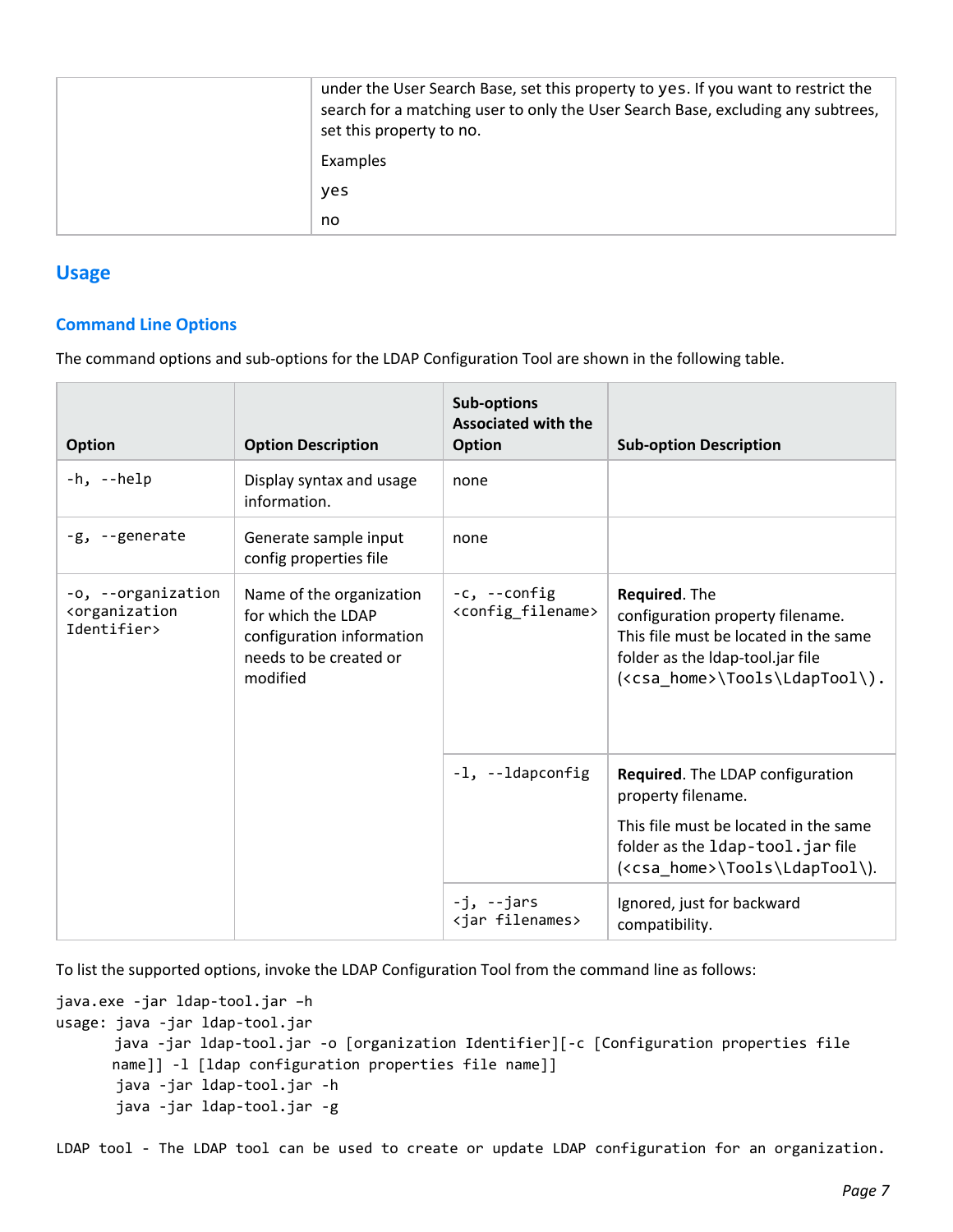| | |
|---|---|
| | under the User Search Base, set this property to yes. If you want to restrict the search for a matching user to only the User Search Base, excluding any subtrees, set this property to no.<br><br>Examples<br><br>yes<br><br>no |

## Usage

### Command Line Options

The command options and sub-options for the LDAP Configuration Tool are shown in the following table.

| Option | Option Description | Sub-options Associated with the Option | Sub-option Description |
|---|---|---|---|
| -h, --help | Display syntax and usage information. | none | |
| -g, --generate | Generate sample input config properties file | none | |
| -o, --organization <organization Identifier> | Name of the organization for which the LDAP configuration information needs to be created or modified | -c, --config <config_filename> | **Required**. The configuration property filename. This file must be located in the same folder as the ldap-tool.jar file (<csa_home>\Tools\LdapTool\). |
| | | -l, --ldapconfig | **Required**. The LDAP configuration property filename.<br><br>This file must be located in the same folder as the ldap-tool.jar file (<csa_home>\Tools\LdapTool\). |
| | | -j, --jars <jar filenames> | Ignored, just for backward compatibility. |

To list the supported options, invoke the LDAP Configuration Tool from the command line as follows:

```
java.exe -jar ldap-tool.jar –h
usage: java -jar ldap-tool.jar
       java -jar ldap-tool.jar -o [organization Identifier][-c [Configuration properties file
       name]] -l [ldap configuration properties file name]]
       java -jar ldap-tool.jar -h
       java -jar ldap-tool.jar -g

LDAP tool - The LDAP tool can be used to create or update LDAP configuration for an organization.
```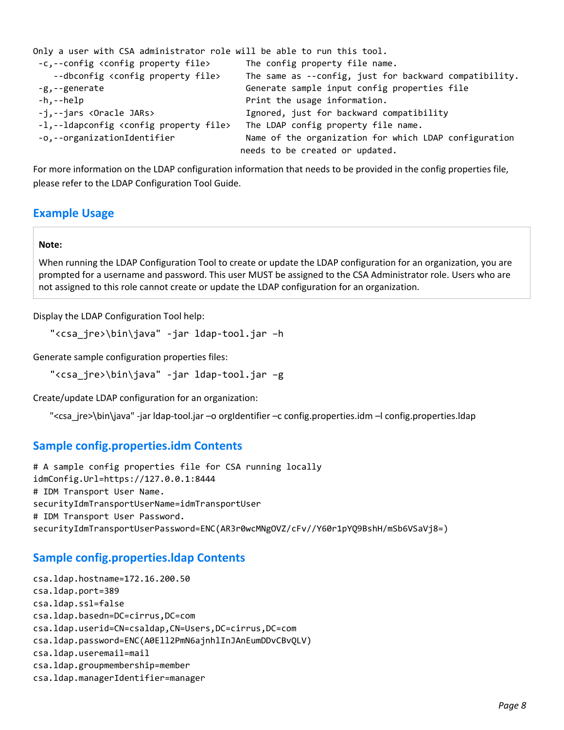```
Only a user with CSA administrator role will be able to run this tool.
 -c,--config <config property file>       The config property file name.
    --dbconfig <config property file>     The same as --config, just for backward compatibility.
 -g,--generate                            Generate sample input config properties file
 -h,--help                                Print the usage information.
 -j,--jars <Oracle JARs>                  Ignored, just for backward compatibility
 -l,--ldapconfig <config property file>   The LDAP config property file name.
 -o,--organizationIdentifier              Name of the organization for which LDAP configuration
                                         needs to be created or updated.
```

For more information on the LDAP configuration information that needs to be provided in the config properties file, please refer to the LDAP Configuration Tool Guide.

## Example Usage

> **Note:**
>
> When running the LDAP Configuration Tool to create or update the LDAP configuration for an organization, you are prompted for a username and password. This user MUST be assigned to the CSA Administrator role. Users who are not assigned to this role cannot create or update the LDAP configuration for an organization.

Display the LDAP Configuration Tool help:

```
"<csa_jre>\bin\java" -jar ldap-tool.jar –h
```

Generate sample configuration properties files:

```
"<csa_jre>\bin\java" -jar ldap-tool.jar –g
```

Create/update LDAP configuration for an organization:

```
"<csa_jre>\bin\java" -jar ldap-tool.jar –o orgIdentifier –c config.properties.idm –l config.properties.ldap
```

## Sample config.properties.idm Contents

```
# A sample config properties file for CSA running locally
idmConfig.Url=https://127.0.0.1:8444
# IDM Transport User Name.
securityIdmTransportUserName=idmTransportUser
# IDM Transport User Password.
securityIdmTransportUserPassword=ENC(AR3r0wcMNgOVZ/cFv//Y60r1pYQ9BshH/mSb6VSaVj8=)
```

## Sample config.properties.ldap Contents

```
csa.ldap.hostname=172.16.200.50
csa.ldap.port=389
csa.ldap.ssl=false
csa.ldap.basedn=DC=cirrus,DC=com
csa.ldap.userid=CN=csaldap,CN=Users,DC=cirrus,DC=com
csa.ldap.password=ENC(A0Ell2PmN6ajnhlInJAnEumDDvCBvQLV)
csa.ldap.useremail=mail
csa.ldap.groupmembership=member
csa.ldap.managerIdentifier=manager
```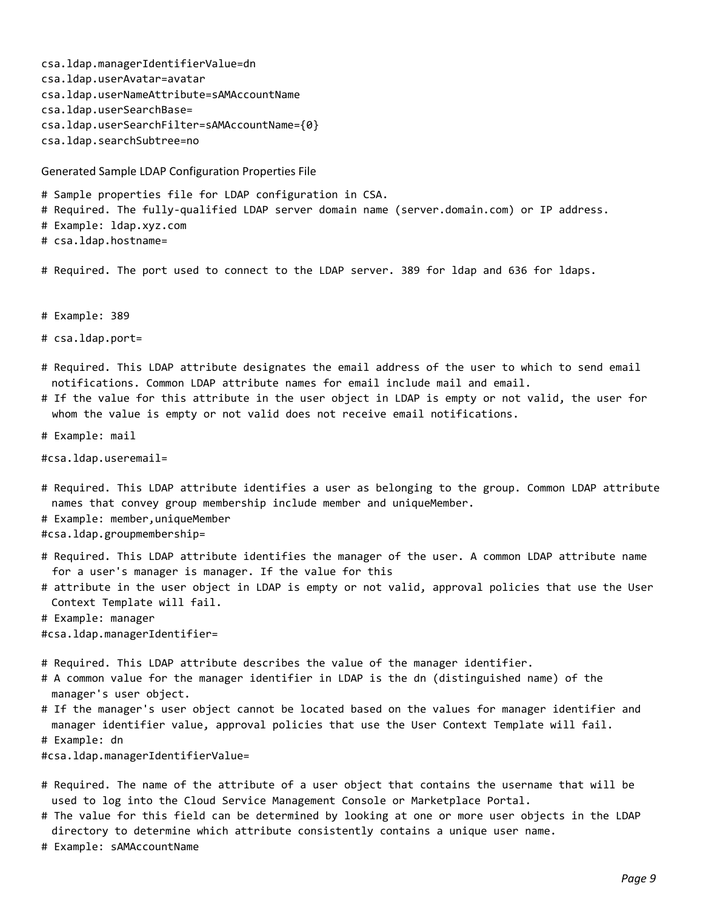```
csa.ldap.managerIdentifierValue=dn
csa.ldap.userAvatar=avatar
csa.ldap.userNameAttribute=sAMAccountName
csa.ldap.userSearchBase=
csa.ldap.userSearchFilter=sAMAccountName={0}
csa.ldap.searchSubtree=no
```

Generated Sample LDAP Configuration Properties File

```
# Sample properties file for LDAP configuration in CSA.
# Required. The fully-qualified LDAP server domain name (server.domain.com) or IP address.
# Example: ldap.xyz.com
# csa.ldap.hostname=

# Required. The port used to connect to the LDAP server. 389 for ldap and 636 for ldaps.

# Example: 389
# csa.ldap.port=

# Required. This LDAP attribute designates the email address of the user to which to send email
  notifications. Common LDAP attribute names for email include mail and email.
# If the value for this attribute in the user object in LDAP is empty or not valid, the user for
  whom the value is empty or not valid does not receive email notifications.
# Example: mail
#csa.ldap.useremail=

# Required. This LDAP attribute identifies a user as belonging to the group. Common LDAP attribute
  names that convey group membership include member and uniqueMember.
# Example: member,uniqueMember
#csa.ldap.groupmembership=

# Required. This LDAP attribute identifies the manager of the user. A common LDAP attribute name
  for a user's manager is manager. If the value for this
# attribute in the user object in LDAP is empty or not valid, approval policies that use the User
  Context Template will fail.
# Example: manager
#csa.ldap.managerIdentifier=

# Required. This LDAP attribute describes the value of the manager identifier.
# A common value for the manager identifier in LDAP is the dn (distinguished name) of the
  manager's user object.
# If the manager's user object cannot be located based on the values for manager identifier and
  manager identifier value, approval policies that use the User Context Template will fail.
# Example: dn
#csa.ldap.managerIdentifierValue=

# Required. The name of the attribute of a user object that contains the username that will be
  used to log into the Cloud Service Management Console or Marketplace Portal.
# The value for this field can be determined by looking at one or more user objects in the LDAP
  directory to determine which attribute consistently contains a unique user name.
# Example: sAMAccountName
```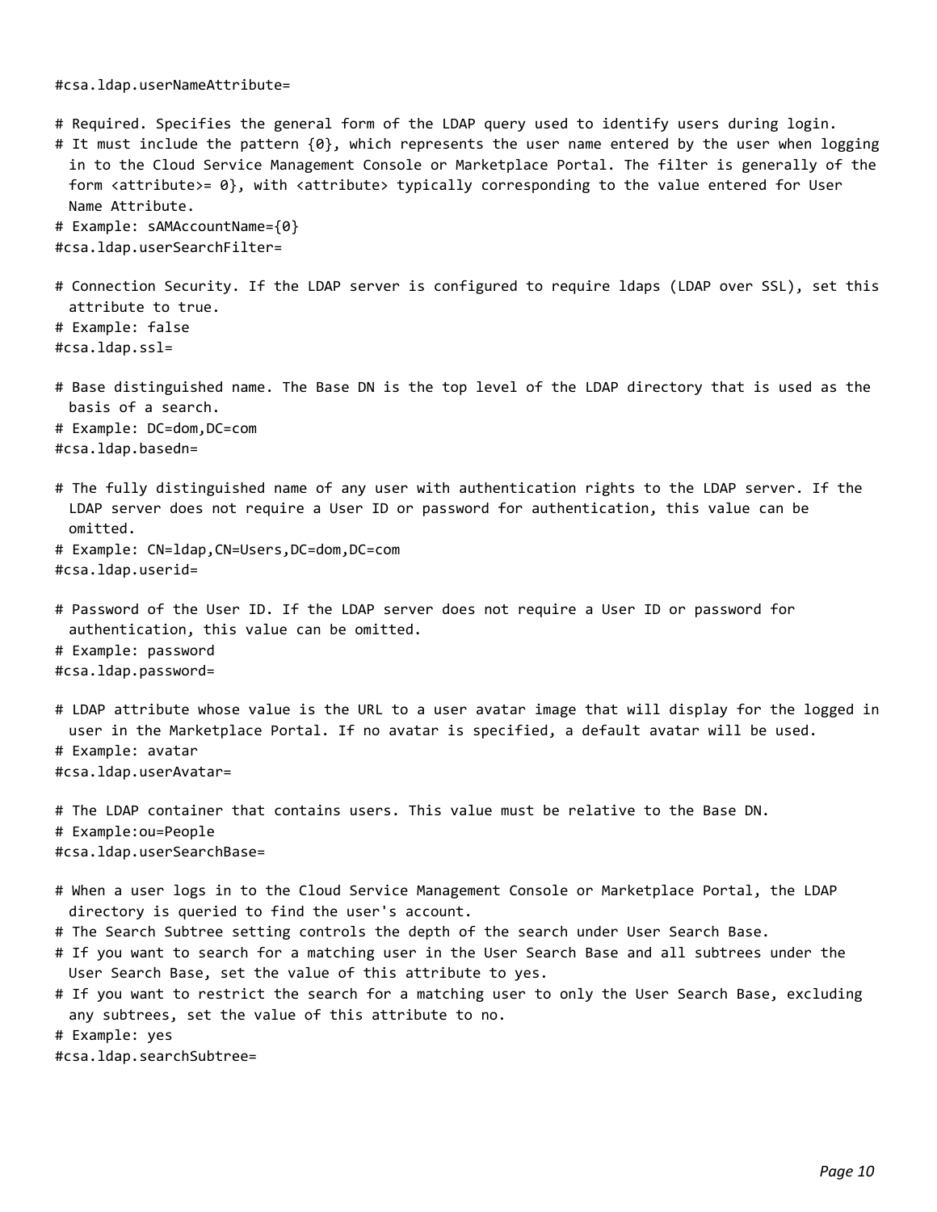```
#csa.ldap.userNameAttribute=

# Required. Specifies the general form of the LDAP query used to identify users during login.
# It must include the pattern {0}, which represents the user name entered by the user when logging
  in to the Cloud Service Management Console or Marketplace Portal. The filter is generally of the
  form <attribute>= 0}, with <attribute> typically corresponding to the value entered for User
  Name Attribute.
# Example: sAMAccountName={0}
#csa.ldap.userSearchFilter=

# Connection Security. If the LDAP server is configured to require ldaps (LDAP over SSL), set this
  attribute to true.
# Example: false
#csa.ldap.ssl=

# Base distinguished name. The Base DN is the top level of the LDAP directory that is used as the
  basis of a search.
# Example: DC=dom,DC=com
#csa.ldap.basedn=

# The fully distinguished name of any user with authentication rights to the LDAP server. If the
  LDAP server does not require a User ID or password for authentication, this value can be
  omitted.
# Example: CN=ldap,CN=Users,DC=dom,DC=com
#csa.ldap.userid=

# Password of the User ID. If the LDAP server does not require a User ID or password for
  authentication, this value can be omitted.
# Example: password
#csa.ldap.password=

# LDAP attribute whose value is the URL to a user avatar image that will display for the logged in
  user in the Marketplace Portal. If no avatar is specified, a default avatar will be used.
# Example: avatar
#csa.ldap.userAvatar=

# The LDAP container that contains users. This value must be relative to the Base DN.
# Example:ou=People
#csa.ldap.userSearchBase=

# When a user logs in to the Cloud Service Management Console or Marketplace Portal, the LDAP
  directory is queried to find the user's account.
# The Search Subtree setting controls the depth of the search under User Search Base.
# If you want to search for a matching user in the User Search Base and all subtrees under the
  User Search Base, set the value of this attribute to yes.
# If you want to restrict the search for a matching user to only the User Search Base, excluding
  any subtrees, set the value of this attribute to no.
# Example: yes
#csa.ldap.searchSubtree=
```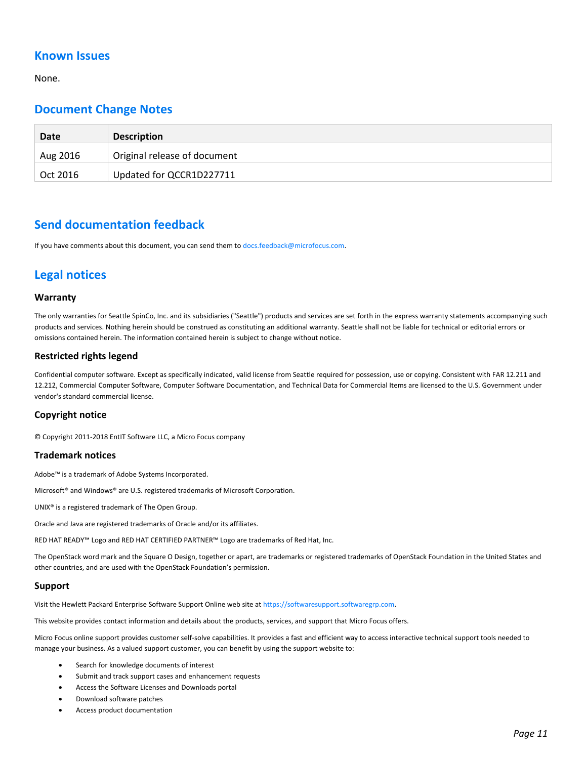## Known Issues

None.

## Document Change Notes

| Date | Description |
|---|---|
| Aug 2016 | Original release of document |
| Oct 2016 | Updated for QCCR1D227711 |

## Send documentation feedback

If you have comments about this document, you can send them to docs.feedback@microfocus.com.

## Legal notices

### Warranty

The only warranties for Seattle SpinCo, Inc. and its subsidiaries ("Seattle") products and services are set forth in the express warranty statements accompanying such products and services. Nothing herein should be construed as constituting an additional warranty. Seattle shall not be liable for technical or editorial errors or omissions contained herein. The information contained herein is subject to change without notice.

### Restricted rights legend

Confidential computer software. Except as specifically indicated, valid license from Seattle required for possession, use or copying. Consistent with FAR 12.211 and 12.212, Commercial Computer Software, Computer Software Documentation, and Technical Data for Commercial Items are licensed to the U.S. Government under vendor's standard commercial license.

### Copyright notice

© Copyright 2011-2018 EntIT Software LLC, a Micro Focus company

### Trademark notices

Adobe™ is a trademark of Adobe Systems Incorporated.

Microsoft® and Windows® are U.S. registered trademarks of Microsoft Corporation.

UNIX® is a registered trademark of The Open Group.

Oracle and Java are registered trademarks of Oracle and/or its affiliates.

RED HAT READY™ Logo and RED HAT CERTIFIED PARTNER™ Logo are trademarks of Red Hat, Inc.

The OpenStack word mark and the Square O Design, together or apart, are trademarks or registered trademarks of OpenStack Foundation in the United States and other countries, and are used with the OpenStack Foundation's permission.

### Support

Visit the Hewlett Packard Enterprise Software Support Online web site at https://softwaresupport.softwaregrp.com.

This website provides contact information and details about the products, services, and support that Micro Focus offers.

Micro Focus online support provides customer self-solve capabilities. It provides a fast and efficient way to access interactive technical support tools needed to manage your business. As a valued support customer, you can benefit by using the support website to:

- Search for knowledge documents of interest
- Submit and track support cases and enhancement requests
- Access the Software Licenses and Downloads portal
- Download software patches
- Access product documentation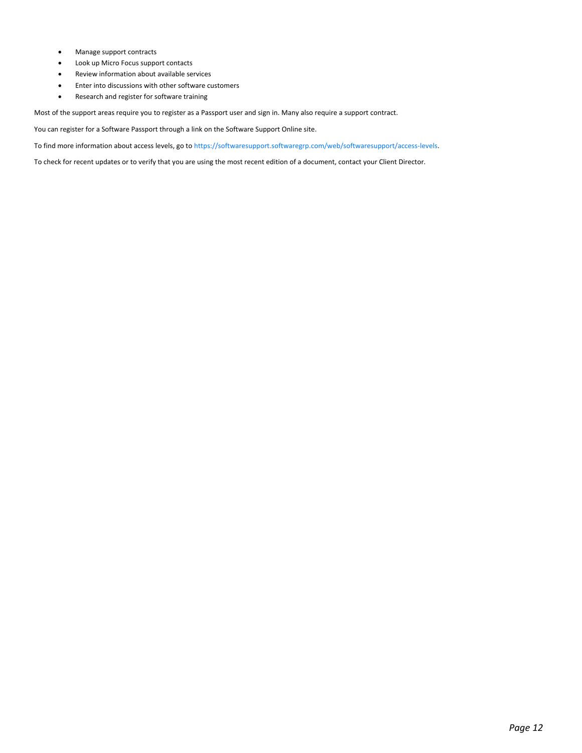- Manage support contracts
- Look up Micro Focus support contacts
- Review information about available services
- Enter into discussions with other software customers
- Research and register for software training

Most of the support areas require you to register as a Passport user and sign in. Many also require a support contract.

You can register for a Software Passport through a link on the Software Support Online site.

To find more information about access levels, go to https://softwaresupport.softwaregrp.com/web/softwaresupport/access-levels.

To check for recent updates or to verify that you are using the most recent edition of a document, contact your Client Director.